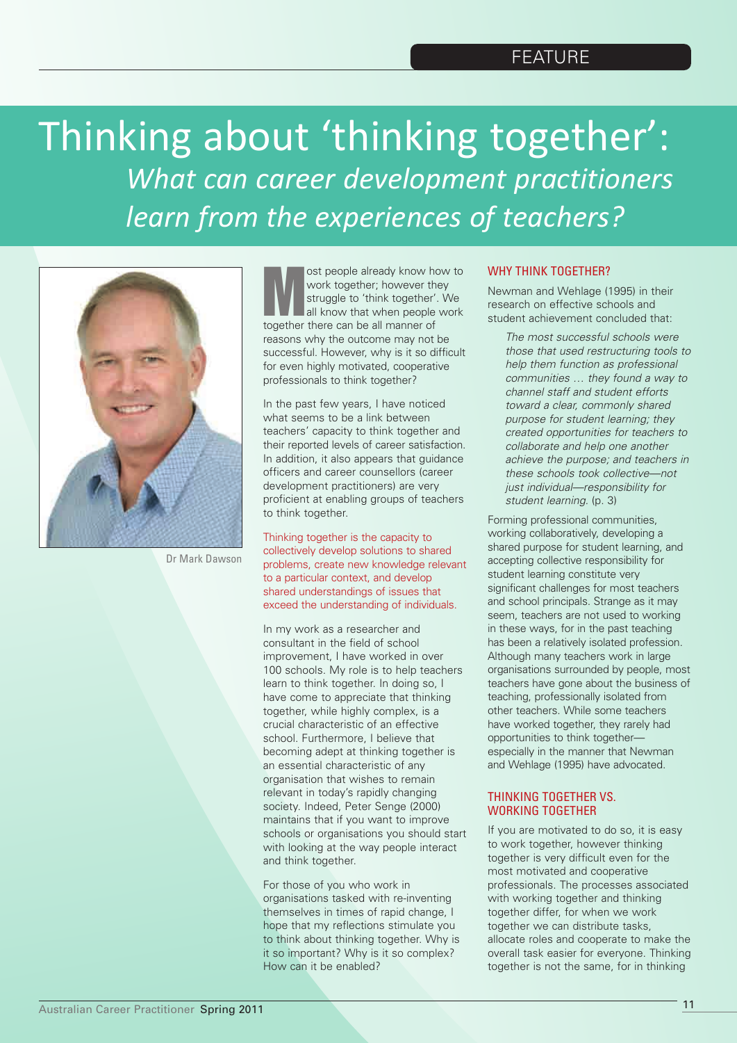FEATURE

# Thinking about 'thinking together': *What can career development practitioners learn from the experiences of teachers?*

Dr Mark Dawson

Most people already know how to work together; however they struggle to 'think together'. We all know that when people work together there can be all manner of reasons why the outcome may not be successful. However, why is it so difficult for even highly motivated, cooperative professionals to think together?

In the past few years, I have noticed what seems to be a link between teachers' capacity to think together and their reported levels of career satisfaction. In addition, it also appears that guidance officers and career counsellors (career development practitioners) are very proficient at enabling groups of teachers to think together.

Thinking together is the capacity to collectively develop solutions to shared problems, create new knowledge relevant to a particular context, and develop shared understandings of issues that exceed the understanding of individuals.

In my work as a researcher and consultant in the field of school improvement, I have worked in over 100 schools. My role is to help teachers learn to think together. In doing so, I have come to appreciate that thinking together, while highly complex, is a crucial characteristic of an effective school. Furthermore, I believe that becoming adept at thinking together is an essential characteristic of any organisation that wishes to remain relevant in today's rapidly changing society. Indeed, Peter Senge (2000) maintains that if you want to improve schools or organisations you should start with looking at the way people interact and think together.

For those of you who work in organisations tasked with re-inventing themselves in times of rapid change, I hope that my reflections stimulate you to think about thinking together. Why is it so important? Why is it so complex? How can it be enabled?

## WHY THINK TOGETHER?

Newman and Wehlage (1995) in their research on effective schools and student achievement concluded that:

> *The most successful schools were those that used restructuring tools to help them function as professional communities … they found a way to channel staff and student efforts toward a clear, commonly shared purpose for student learning; they created opportunities for teachers to collaborate and help one another achieve the purpose; and teachers in these schools took collective—not just individual—responsibility for student learning.* (p. 3)

Forming professional communities, working collaboratively, developing a shared purpose for student learning, and accepting collective responsibility for student learning constitute very significant challenges for most teachers and school principals. Strange as it may seem, teachers are not used to working in these ways, for in the past teaching has been a relatively isolated profession. Although many teachers work in large organisations surrounded by people, most teachers have gone about the business of teaching, professionally isolated from other teachers. While some teachers have worked together, they rarely had opportunities to think together—especially in the manner that Newman and Wehlage (1995) have advocated.

## THINKING TOGETHER VS. WORKING TOGETHER

If you are motivated to do so, it is easy to work together, however thinking together is very difficult even for the most motivated and cooperative professionals. The processes associated with working together and thinking together differ, for when we work together we can distribute tasks, allocate roles and cooperate to make the overall task easier for everyone. Thinking together is not the same, for in thinking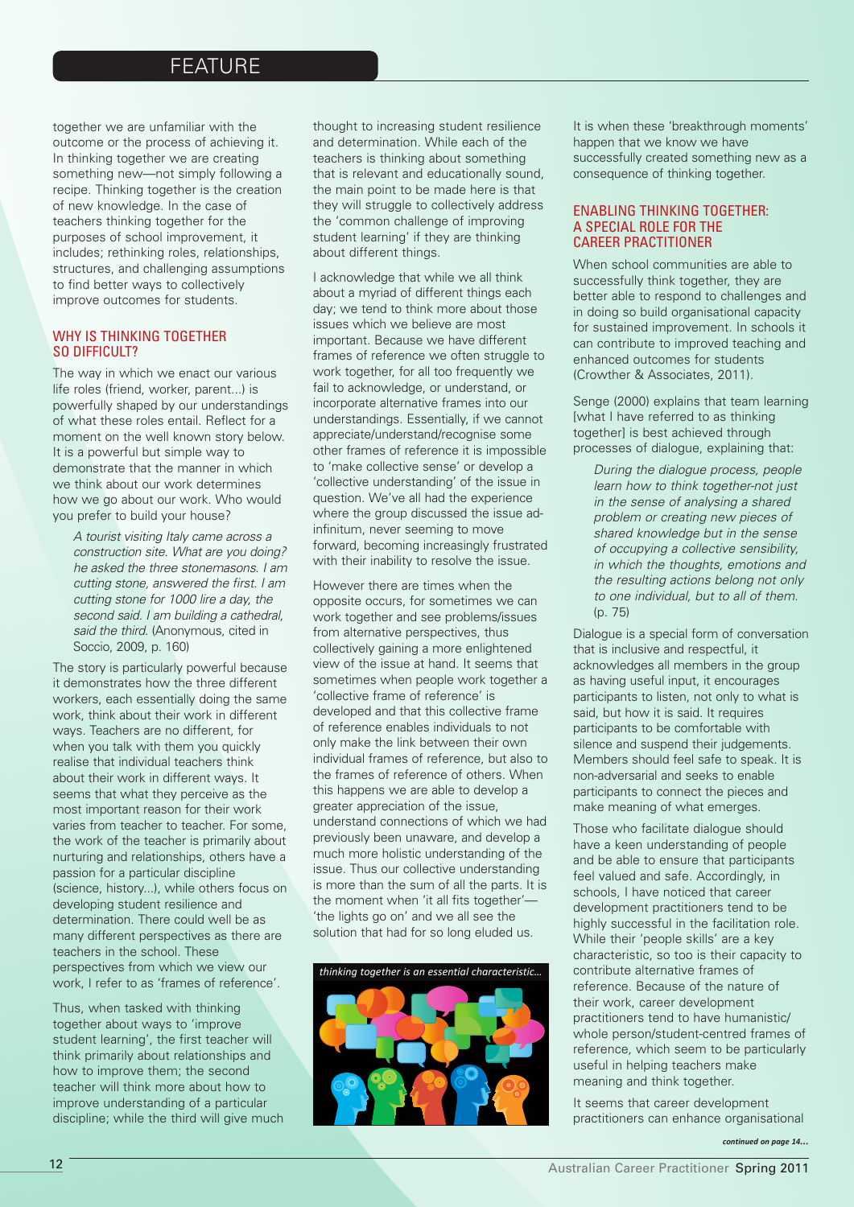together we are unfamiliar with the outcome or the process of achieving it. In thinking together we are creating something new—not simply following a recipe. Thinking together is the creation of new knowledge. In the case of teachers thinking together for the purposes of school improvement, it includes; rethinking roles, relationships, structures, and challenging assumptions to find better ways to collectively improve outcomes for students.

## WHY IS THINKING TOGETHER SO DIFFICULT?

The way in which we enact our various life roles (friend, worker, parent...) is powerfully shaped by our understandings of what these roles entail. Reflect for a moment on the well known story below. It is a powerful but simple way to demonstrate that the manner in which we think about our work determines how we go about our work. Who would you prefer to build your house?

> *A tourist visiting Italy came across a construction site. What are you doing? he asked the three stonemasons. I am cutting stone, answered the first. I am cutting stone for 1000 lire a day, the second said. I am building a cathedral, said the third.* (Anonymous, cited in Soccio, 2009, p. 160)

The story is particularly powerful because it demonstrates how the three different workers, each essentially doing the same work, think about their work in different ways. Teachers are no different, for when you talk with them you quickly realise that individual teachers think about their work in different ways. It seems that what they perceive as the most important reason for their work varies from teacher to teacher. For some, the work of the teacher is primarily about nurturing and relationships, others have a passion for a particular discipline (science, history...), while others focus on developing student resilience and determination. There could well be as many different perspectives as there are teachers in the school. These perspectives from which we view our work, I refer to as 'frames of reference'.

Thus, when tasked with thinking together about ways to 'improve student learning', the first teacher will think primarily about relationships and how to improve them; the second teacher will think more about how to improve understanding of a particular discipline; while the third will give much thought to increasing student resilience and determination. While each of the teachers is thinking about something that is relevant and educationally sound, the main point to be made here is that they will struggle to collectively address the 'common challenge of improving student learning' if they are thinking about different things.

I acknowledge that while we all think about a myriad of different things each day; we tend to think more about those issues which we believe are most important. Because we have different frames of reference we often struggle to work together, for all too frequently we fail to acknowledge, or understand, or incorporate alternative frames into our understandings. Essentially, if we cannot appreciate/understand/recognise some other frames of reference it is impossible to 'make collective sense' or develop a 'collective understanding' of the issue in question. We've all had the experience where the group discussed the issue ad-infinitum, never seeming to move forward, becoming increasingly frustrated with their inability to resolve the issue.

However there are times when the opposite occurs, for sometimes we can work together and see problems/issues from alternative perspectives, thus collectively gaining a more enlightened view of the issue at hand. It seems that sometimes when people work together a 'collective frame of reference' is developed and that this collective frame of reference enables individuals to not only make the link between their own individual frames of reference, but also to the frames of reference of others. When this happens we are able to develop a greater appreciation of the issue, understand connections of which we had previously been unaware, and develop a much more holistic understanding of the issue. Thus our collective understanding is more than the sum of all the parts. It is the moment when 'it all fits together'—'the lights go on' and we all see the solution that had for so long eluded us.

*thinking together is an essential characteristic...*

It is when these 'breakthrough moments' happen that we know we have successfully created something new as a consequence of thinking together.

## ENABLING THINKING TOGETHER: A SPECIAL ROLE FOR THE CAREER PRACTITIONER

When school communities are able to successfully think together, they are better able to respond to challenges and in doing so build organisational capacity for sustained improvement. In schools it can contribute to improved teaching and enhanced outcomes for students (Crowther & Associates, 2011).

Senge (2000) explains that team learning [what I have referred to as thinking together] is best achieved through processes of dialogue, explaining that:

> *During the dialogue process, people learn how to think together-not just in the sense of analysing a shared problem or creating new pieces of shared knowledge but in the sense of occupying a collective sensibility, in which the thoughts, emotions and the resulting actions belong not only to one individual, but to all of them.* (p. 75)

Dialogue is a special form of conversation that is inclusive and respectful, it acknowledges all members in the group as having useful input, it encourages participants to listen, not only to what is said, but how it is said. It requires participants to be comfortable with silence and suspend their judgements. Members should feel safe to speak. It is non-adversarial and seeks to enable participants to connect the pieces and make meaning of what emerges.

Those who facilitate dialogue should have a keen understanding of people and be able to ensure that participants feel valued and safe. Accordingly, in schools, I have noticed that career development practitioners tend to be highly successful in the facilitation role. While their 'people skills' are a key characteristic, so too is their capacity to contribute alternative frames of reference. Because of the nature of their work, career development practitioners tend to have humanistic/whole person/student-centred frames of reference, which seem to be particularly useful in helping teachers make meaning and think together.

It seems that career development practitioners can enhance organisational

*continued on page 14...*